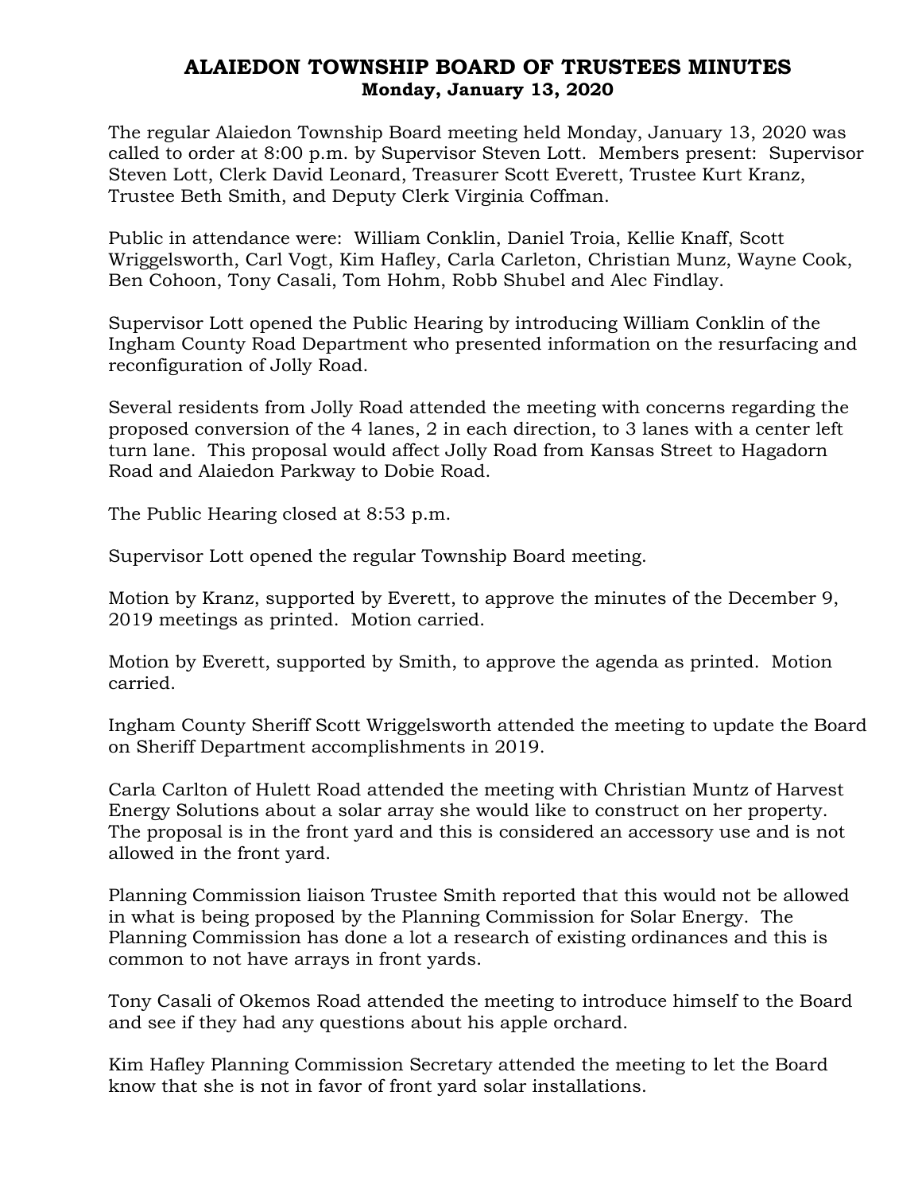# ALAIEDON TOWNSHIP BOARD OF TRUSTEES MINUTES
## Monday, January 13, 2020

The regular Alaiedon Township Board meeting held Monday, January 13, 2020 was called to order at 8:00 p.m. by Supervisor Steven Lott. Members present: Supervisor Steven Lott, Clerk David Leonard, Treasurer Scott Everett, Trustee Kurt Kranz, Trustee Beth Smith, and Deputy Clerk Virginia Coffman.

Public in attendance were: William Conklin, Daniel Troia, Kellie Knaff, Scott Wriggelsworth, Carl Vogt, Kim Hafley, Carla Carleton, Christian Munz, Wayne Cook, Ben Cohoon, Tony Casali, Tom Hohm, Robb Shubel and Alec Findlay.

Supervisor Lott opened the Public Hearing by introducing William Conklin of the Ingham County Road Department who presented information on the resurfacing and reconfiguration of Jolly Road.

Several residents from Jolly Road attended the meeting with concerns regarding the proposed conversion of the 4 lanes, 2 in each direction, to 3 lanes with a center left turn lane. This proposal would affect Jolly Road from Kansas Street to Hagadorn Road and Alaiedon Parkway to Dobie Road.

The Public Hearing closed at 8:53 p.m.

Supervisor Lott opened the regular Township Board meeting.

Motion by Kranz, supported by Everett, to approve the minutes of the December 9, 2019 meetings as printed. Motion carried.

Motion by Everett, supported by Smith, to approve the agenda as printed. Motion carried.

Ingham County Sheriff Scott Wriggelsworth attended the meeting to update the Board on Sheriff Department accomplishments in 2019.

Carla Carlton of Hulett Road attended the meeting with Christian Muntz of Harvest Energy Solutions about a solar array she would like to construct on her property. The proposal is in the front yard and this is considered an accessory use and is not allowed in the front yard.

Planning Commission liaison Trustee Smith reported that this would not be allowed in what is being proposed by the Planning Commission for Solar Energy. The Planning Commission has done a lot a research of existing ordinances and this is common to not have arrays in front yards.

Tony Casali of Okemos Road attended the meeting to introduce himself to the Board and see if they had any questions about his apple orchard.

Kim Hafley Planning Commission Secretary attended the meeting to let the Board know that she is not in favor of front yard solar installations.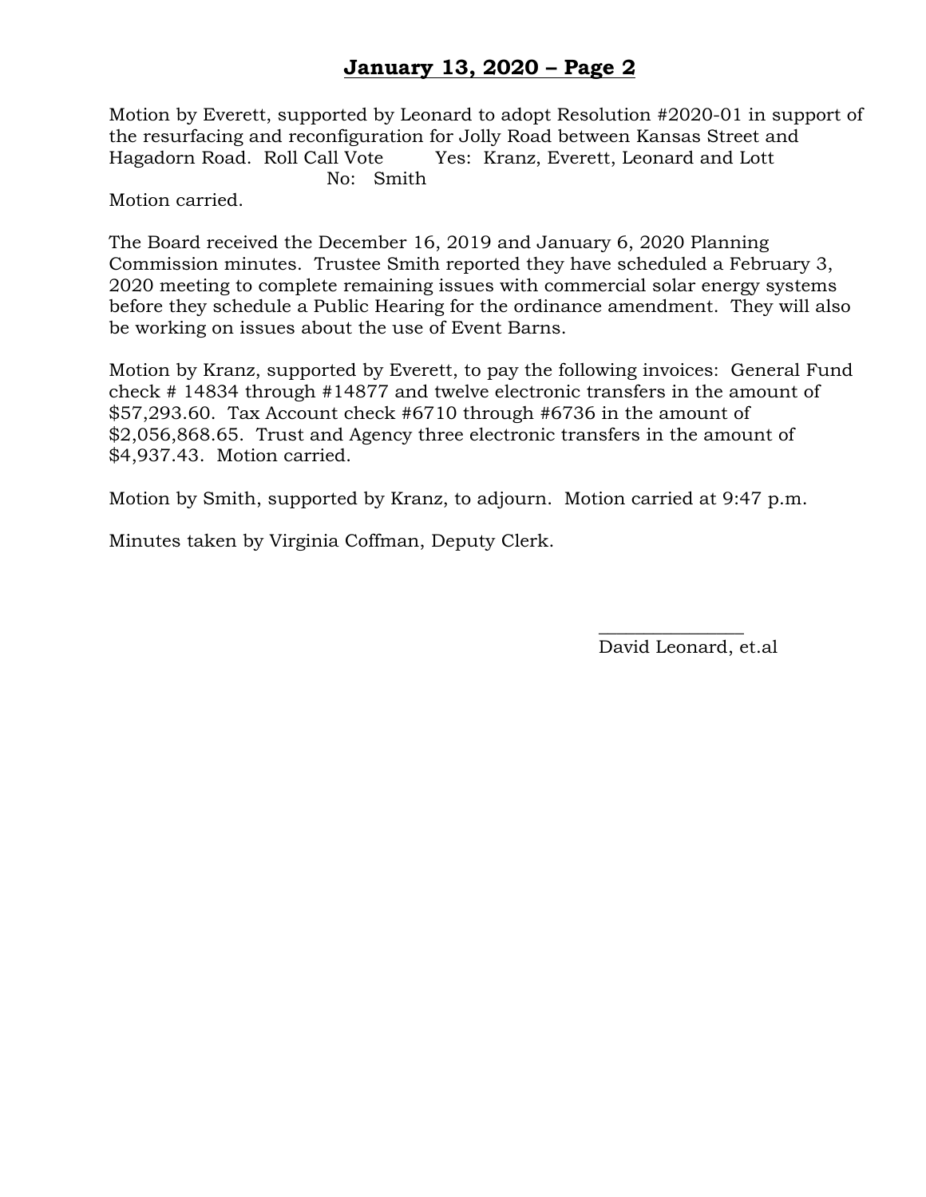Motion by Everett, supported by Leonard to adopt Resolution #2020-01 in support of the resurfacing and reconfiguration for Jolly Road between Kansas Street and Hagadorn Road. Roll Call Vote Yes: Kranz, Everett, Leonard and Lott
No: Smith
Motion carried.

The Board received the December 16, 2019 and January 6, 2020 Planning Commission minutes. Trustee Smith reported they have scheduled a February 3, 2020 meeting to complete remaining issues with commercial solar energy systems before they schedule a Public Hearing for the ordinance amendment. They will also be working on issues about the use of Event Barns.

Motion by Kranz, supported by Everett, to pay the following invoices: General Fund check # 14834 through #14877 and twelve electronic transfers in the amount of $57,293.60. Tax Account check #6710 through #6736 in the amount of $2,056,868.65. Trust and Agency three electronic transfers in the amount of $4,937.43. Motion carried.

Motion by Smith, supported by Kranz, to adjourn. Motion carried at 9:47 p.m.

Minutes taken by Virginia Coffman, Deputy Clerk.

\_\_\_\_\_\_\_\_\_\_\_\_\_\_\_\_
David Leonard, et.al